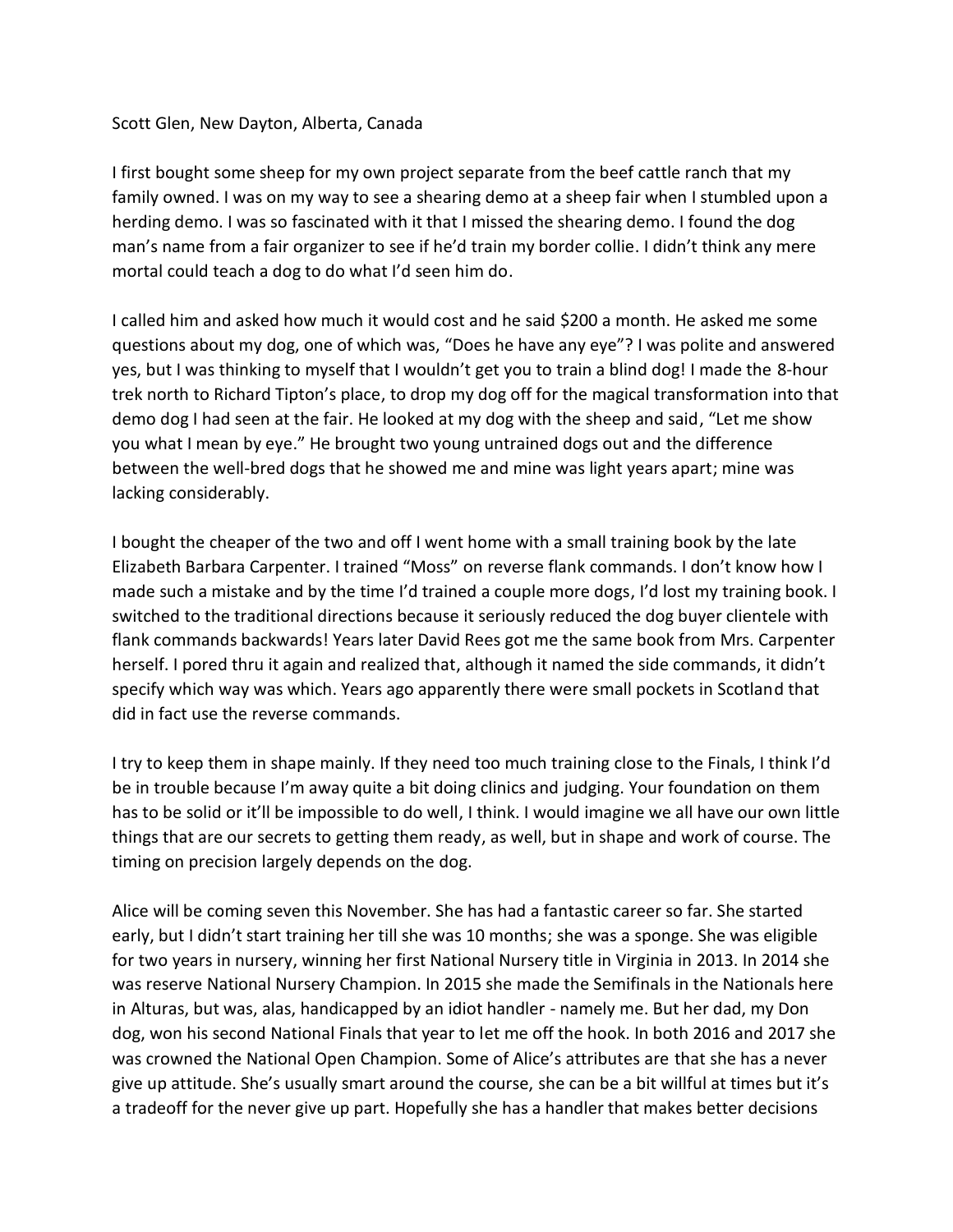Scott Glen, New Dayton, Alberta, Canada

I first bought some sheep for my own project separate from the beef cattle ranch that my family owned. I was on my way to see a shearing demo at a sheep fair when I stumbled upon a herding demo. I was so fascinated with it that I missed the shearing demo. I found the dog man's name from a fair organizer to see if he'd train my border collie. I didn't think any mere mortal could teach a dog to do what I'd seen him do.

I called him and asked how much it would cost and he said $200 a month. He asked me some questions about my dog, one of which was, "Does he have any eye"? I was polite and answered yes, but I was thinking to myself that I wouldn't get you to train a blind dog! I made the 8-hour trek north to Richard Tipton's place, to drop my dog off for the magical transformation into that demo dog I had seen at the fair. He looked at my dog with the sheep and said, "Let me show you what I mean by eye." He brought two young untrained dogs out and the difference between the well-bred dogs that he showed me and mine was light years apart; mine was lacking considerably.

I bought the cheaper of the two and off I went home with a small training book by the late Elizabeth Barbara Carpenter. I trained "Moss" on reverse flank commands. I don't know how I made such a mistake and by the time I'd trained a couple more dogs, I'd lost my training book. I switched to the traditional directions because it seriously reduced the dog buyer clientele with flank commands backwards! Years later David Rees got me the same book from Mrs. Carpenter herself. I pored thru it again and realized that, although it named the side commands, it didn't specify which way was which. Years ago apparently there were small pockets in Scotland that did in fact use the reverse commands.

I try to keep them in shape mainly. If they need too much training close to the Finals, I think I'd be in trouble because I'm away quite a bit doing clinics and judging. Your foundation on them has to be solid or it'll be impossible to do well, I think. I would imagine we all have our own little things that are our secrets to getting them ready, as well, but in shape and work of course. The timing on precision largely depends on the dog.

Alice will be coming seven this November. She has had a fantastic career so far. She started early, but I didn't start training her till she was 10 months; she was a sponge. She was eligible for two years in nursery, winning her first National Nursery title in Virginia in 2013. In 2014 she was reserve National Nursery Champion. In 2015 she made the Semifinals in the Nationals here in Alturas, but was, alas, handicapped by an idiot handler - namely me. But her dad, my Don dog, won his second National Finals that year to let me off the hook. In both 2016 and 2017 she was crowned the National Open Champion. Some of Alice's attributes are that she has a never give up attitude. She's usually smart around the course, she can be a bit willful at times but it's a tradeoff for the never give up part. Hopefully she has a handler that makes better decisions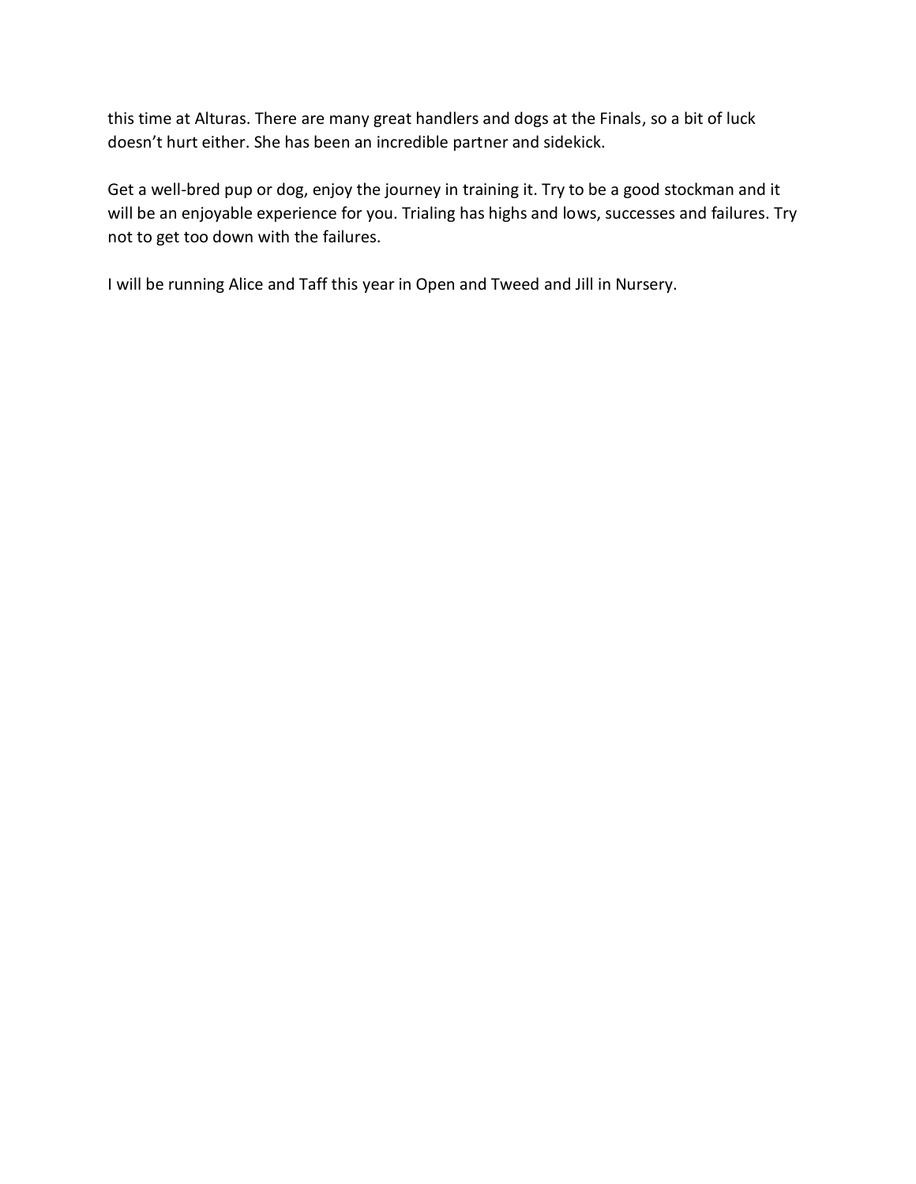this time at Alturas. There are many great handlers and dogs at the Finals, so a bit of luck doesn't hurt either. She has been an incredible partner and sidekick.

Get a well-bred pup or dog, enjoy the journey in training it. Try to be a good stockman and it will be an enjoyable experience for you. Trialing has highs and lows, successes and failures. Try not to get too down with the failures.

I will be running Alice and Taff this year in Open and Tweed and Jill in Nursery.